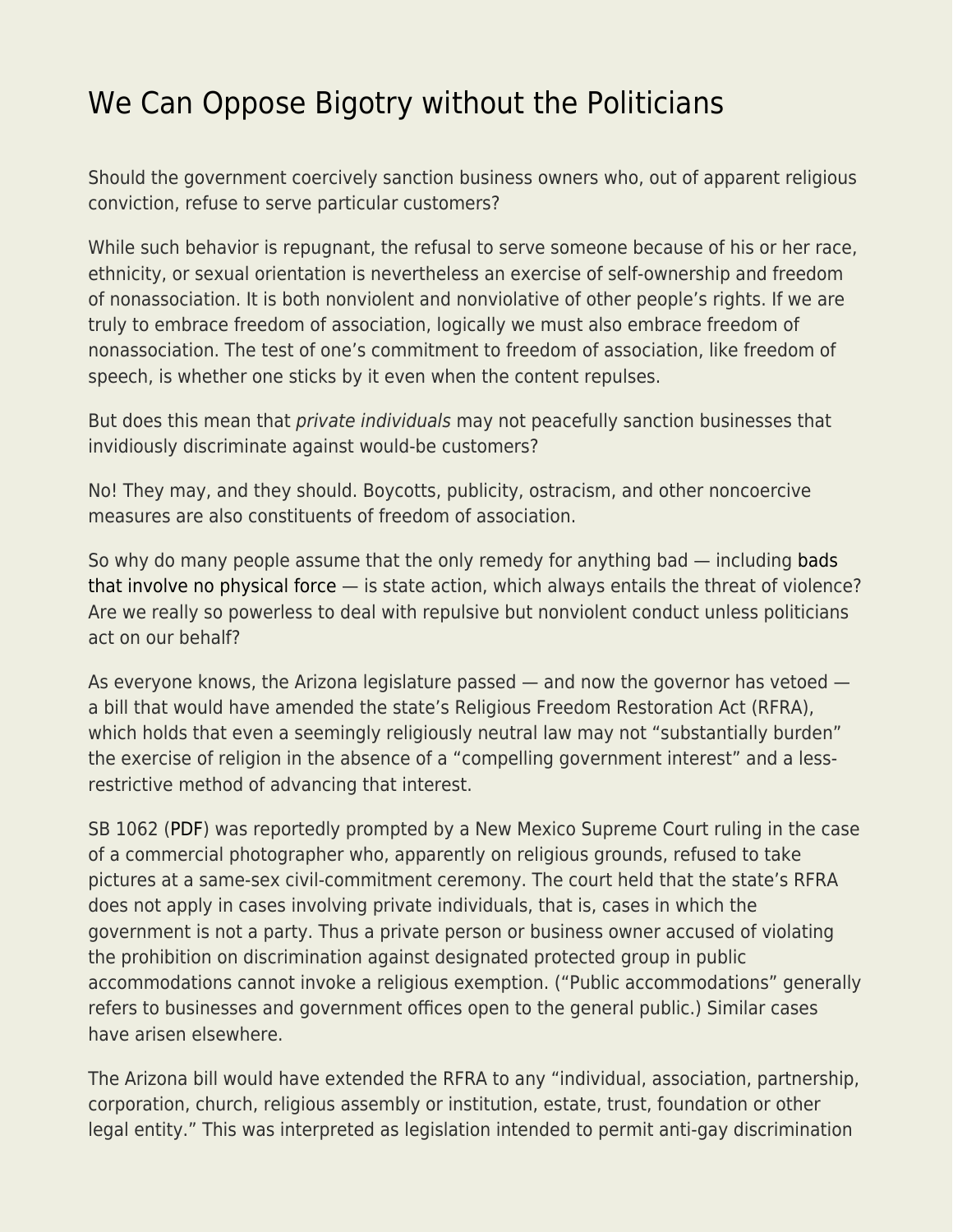# We Can Oppose Bigotry without the Politicians

Should the government coercively sanction business owners who, out of apparent religious conviction, refuse to serve particular customers?

While such behavior is repugnant, the refusal to serve someone because of his or her race, ethnicity, or sexual orientation is nevertheless an exercise of self-ownership and freedom of nonassociation. It is both nonviolent and nonviolative of other people's rights. If we are truly to embrace freedom of association, logically we must also embrace freedom of nonassociation. The test of one's commitment to freedom of association, like freedom of speech, is whether one sticks by it even when the content repulses.

But does this mean that *private individuals* may not peacefully sanction businesses that invidiously discriminate against would-be customers?

No! They may, and they should. Boycotts, publicity, ostracism, and other noncoercive measures are also constituents of freedom of association.

So why do many people assume that the only remedy for anything bad — including bads that involve no physical force — is state action, which always entails the threat of violence? Are we really so powerless to deal with repulsive but nonviolent conduct unless politicians act on our behalf?

As everyone knows, the Arizona legislature passed — and now the governor has vetoed — a bill that would have amended the state's Religious Freedom Restoration Act (RFRA), which holds that even a seemingly religiously neutral law may not "substantially burden" the exercise of religion in the absence of a "compelling government interest" and a less-restrictive method of advancing that interest.

SB 1062 (PDF) was reportedly prompted by a New Mexico Supreme Court ruling in the case of a commercial photographer who, apparently on religious grounds, refused to take pictures at a same-sex civil-commitment ceremony. The court held that the state's RFRA does not apply in cases involving private individuals, that is, cases in which the government is not a party. Thus a private person or business owner accused of violating the prohibition on discrimination against designated protected group in public accommodations cannot invoke a religious exemption. ("Public accommodations" generally refers to businesses and government offices open to the general public.) Similar cases have arisen elsewhere.

The Arizona bill would have extended the RFRA to any "individual, association, partnership, corporation, church, religious assembly or institution, estate, trust, foundation or other legal entity." This was interpreted as legislation intended to permit anti-gay discrimination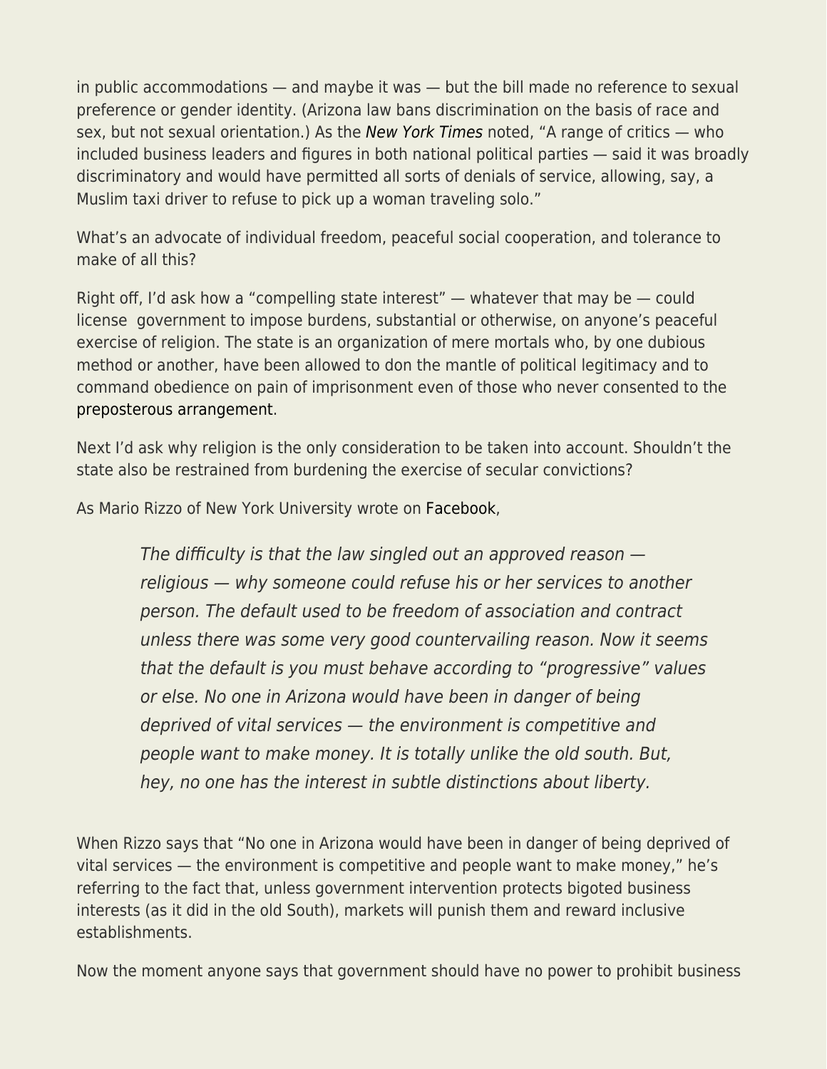in public accommodations — and maybe it was — but the bill made no reference to sexual preference or gender identity. (Arizona law bans discrimination on the basis of race and sex, but not sexual orientation.) As the *New York Times* noted, "A range of critics — who included business leaders and figures in both national political parties — said it was broadly discriminatory and would have permitted all sorts of denials of service, allowing, say, a Muslim taxi driver to refuse to pick up a woman traveling solo."

What's an advocate of individual freedom, peaceful social cooperation, and tolerance to make of all this?

Right off, I'd ask how a "compelling state interest" — whatever that may be — could license government to impose burdens, substantial or otherwise, on anyone's peaceful exercise of religion. The state is an organization of mere mortals who, by one dubious method or another, have been allowed to don the mantle of political legitimacy and to command obedience on pain of imprisonment even of those who never consented to the preposterous arrangement.

Next I'd ask why religion is the only consideration to be taken into account. Shouldn't the state also be restrained from burdening the exercise of secular convictions?

As Mario Rizzo of New York University wrote on Facebook,

> *The difficulty is that the law singled out an approved reason — religious — why someone could refuse his or her services to another person. The default used to be freedom of association and contract unless there was some very good countervailing reason. Now it seems that the default is you must behave according to "progressive" values or else. No one in Arizona would have been in danger of being deprived of vital services — the environment is competitive and people want to make money. It is totally unlike the old south. But, hey, no one has the interest in subtle distinctions about liberty.*

When Rizzo says that "No one in Arizona would have been in danger of being deprived of vital services — the environment is competitive and people want to make money," he's referring to the fact that, unless government intervention protects bigoted business interests (as it did in the old South), markets will punish them and reward inclusive establishments.

Now the moment anyone says that government should have no power to prohibit business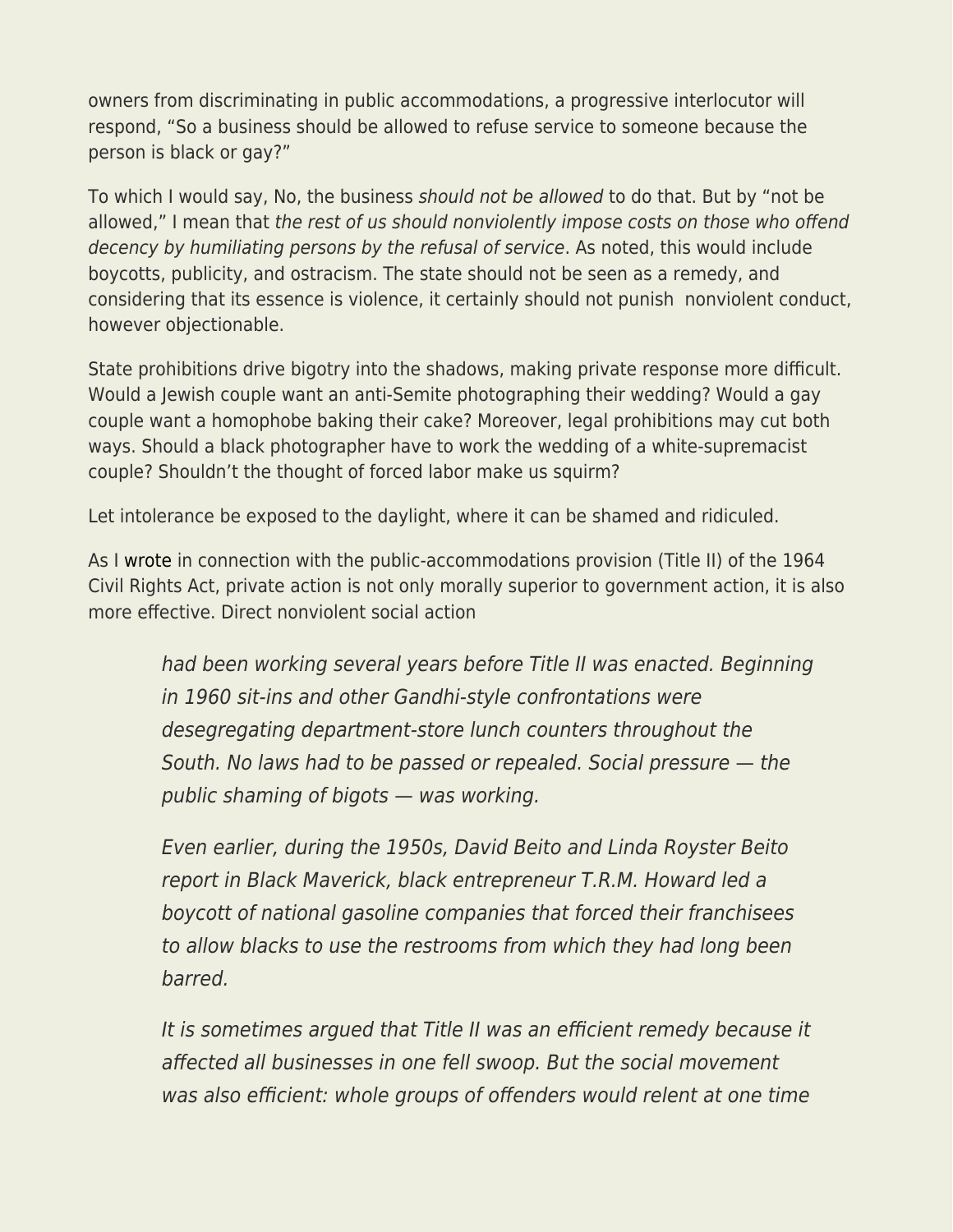owners from discriminating in public accommodations, a progressive interlocutor will respond, "So a business should be allowed to refuse service to someone because the person is black or gay?"

To which I would say, No, the business *should not be allowed* to do that. But by "not be allowed," I mean that *the rest of us should nonviolently impose costs on those who offend decency by humiliating persons by the refusal of service*. As noted, this would include boycotts, publicity, and ostracism. The state should not be seen as a remedy, and considering that its essence is violence, it certainly should not punish nonviolent conduct, however objectionable.

State prohibitions drive bigotry into the shadows, making private response more difficult. Would a Jewish couple want an anti-Semite photographing their wedding? Would a gay couple want a homophobe baking their cake? Moreover, legal prohibitions may cut both ways. Should a black photographer have to work the wedding of a white-supremacist couple? Shouldn't the thought of forced labor make us squirm?

Let intolerance be exposed to the daylight, where it can be shamed and ridiculed.

As I wrote in connection with the public-accommodations provision (Title II) of the 1964 Civil Rights Act, private action is not only morally superior to government action, it is also more effective. Direct nonviolent social action

> *had been working several years before Title II was enacted. Beginning in 1960 sit-ins and other Gandhi-style confrontations were desegregating department-store lunch counters throughout the South. No laws had to be passed or repealed. Social pressure — the public shaming of bigots — was working.*
>
> *Even earlier, during the 1950s, David Beito and Linda Royster Beito report in Black Maverick, black entrepreneur T.R.M. Howard led a boycott of national gasoline companies that forced their franchisees to allow blacks to use the restrooms from which they had long been barred.*
>
> *It is sometimes argued that Title II was an efficient remedy because it affected all businesses in one fell swoop. But the social movement was also efficient: whole groups of offenders would relent at one time*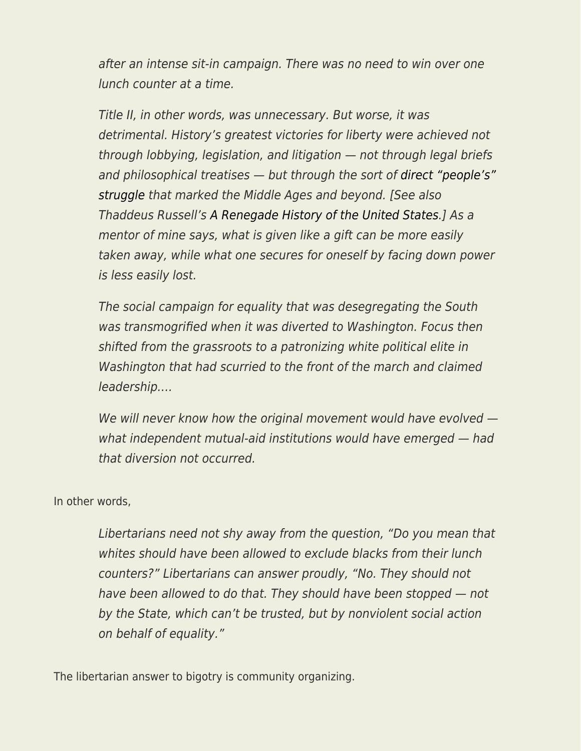> *after an intense sit-in campaign. There was no need to win over one lunch counter at a time.*
>
> *Title II, in other words, was unnecessary. But worse, it was detrimental. History's greatest victories for liberty were achieved not through lobbying, legislation, and litigation — not through legal briefs and philosophical treatises — but through the sort of* direct "people's" struggle *that marked the Middle Ages and beyond. [See also Thaddeus Russell's* A Renegade History of the United States*.] As a mentor of mine says, what is given like a gift can be more easily taken away, while what one secures for oneself by facing down power is less easily lost.*
>
> *The social campaign for equality that was desegregating the South was transmogrified when it was diverted to Washington. Focus then shifted from the grassroots to a patronizing white political elite in Washington that had scurried to the front of the march and claimed leadership….*
>
> *We will never know how the original movement would have evolved — what independent mutual-aid institutions would have emerged — had that diversion not occurred.*

In other words,

> *Libertarians need not shy away from the question, "Do you mean that whites should have been allowed to exclude blacks from their lunch counters?" Libertarians can answer proudly, "No. They should not have been allowed to do that. They should have been stopped — not by the State, which can't be trusted, but by nonviolent social action on behalf of equality."*

The libertarian answer to bigotry is community organizing.